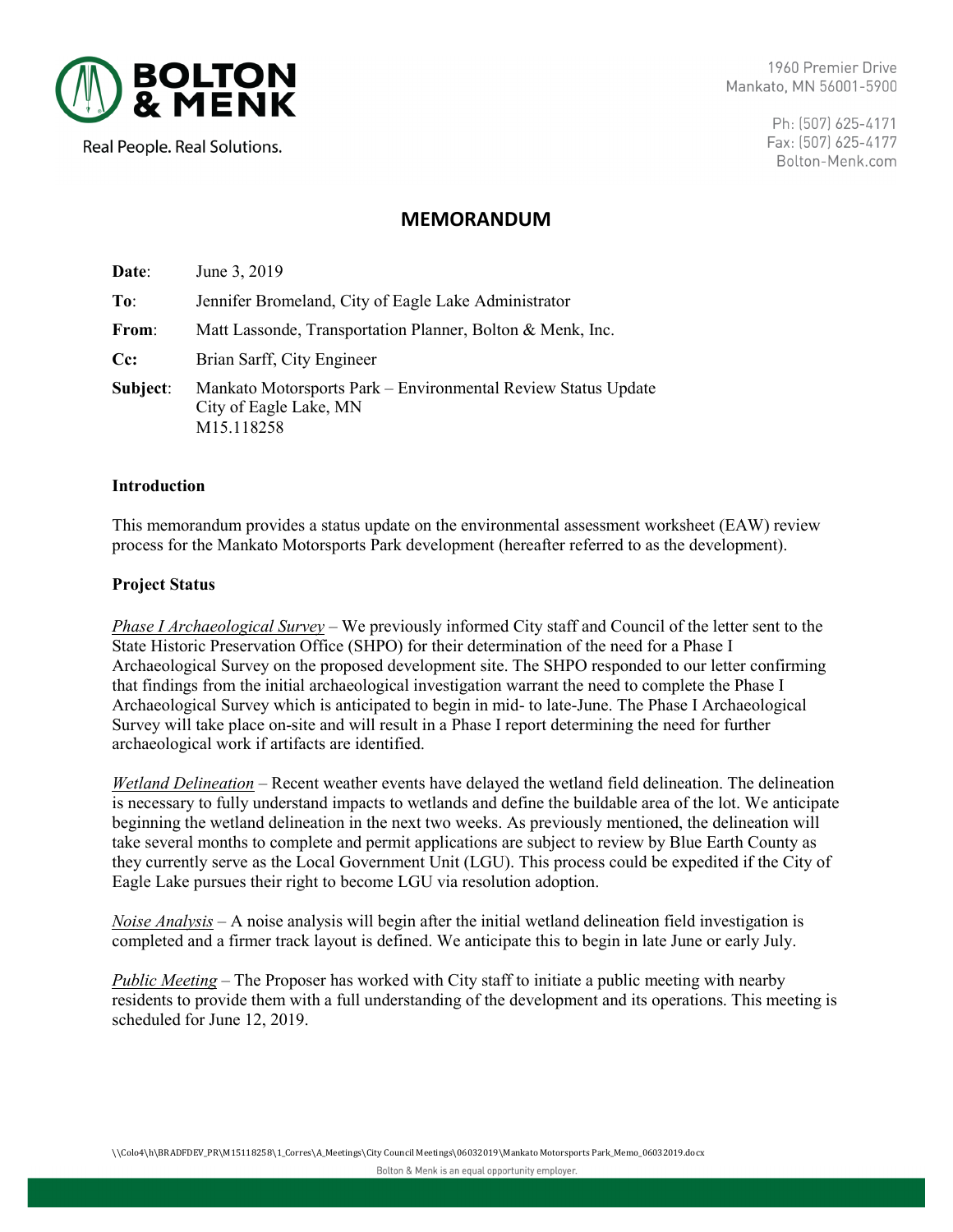**BOLTON & MENK**

Real People. Real Solutions.

1960 Premier Drive
Mankato, MN 56001-5900

Ph: (507) 625-4171
Fax: (507) 625-4177
Bolton-Menk.com

## MEMORANDUM

**Date**: June 3, 2019

**To**: Jennifer Bromeland, City of Eagle Lake Administrator

**From**: Matt Lassonde, Transportation Planner, Bolton & Menk, Inc.

**Cc**: Brian Sarff, City Engineer

**Subject**: Mankato Motorsports Park – Environmental Review Status Update
City of Eagle Lake, MN
M15.118258

### Introduction

This memorandum provides a status update on the environmental assessment worksheet (EAW) review process for the Mankato Motorsports Park development (hereafter referred to as the development).

### Project Status

*Phase I Archaeological Survey* – We previously informed City staff and Council of the letter sent to the State Historic Preservation Office (SHPO) for their determination of the need for a Phase I Archaeological Survey on the proposed development site. The SHPO responded to our letter confirming that findings from the initial archaeological investigation warrant the need to complete the Phase I Archaeological Survey which is anticipated to begin in mid- to late-June. The Phase I Archaeological Survey will take place on-site and will result in a Phase I report determining the need for further archaeological work if artifacts are identified.

*Wetland Delineation* – Recent weather events have delayed the wetland field delineation. The delineation is necessary to fully understand impacts to wetlands and define the buildable area of the lot. We anticipate beginning the wetland delineation in the next two weeks. As previously mentioned, the delineation will take several months to complete and permit applications are subject to review by Blue Earth County as they currently serve as the Local Government Unit (LGU). This process could be expedited if the City of Eagle Lake pursues their right to become LGU via resolution adoption.

*Noise Analysis* – A noise analysis will begin after the initial wetland delineation field investigation is completed and a firmer track layout is defined. We anticipate this to begin in late June or early July.

*Public Meeting* – The Proposer has worked with City staff to initiate a public meeting with nearby residents to provide them with a full understanding of the development and its operations. This meeting is scheduled for June 12, 2019.

\\Colo4\h\BRADFDEV_PR\M15118258\1_Corres\A_Meetings\City Council Meetings\06032019\Mankato Motorsports Park_Memo_06032019.docx

Bolton & Menk is an equal opportunity employer.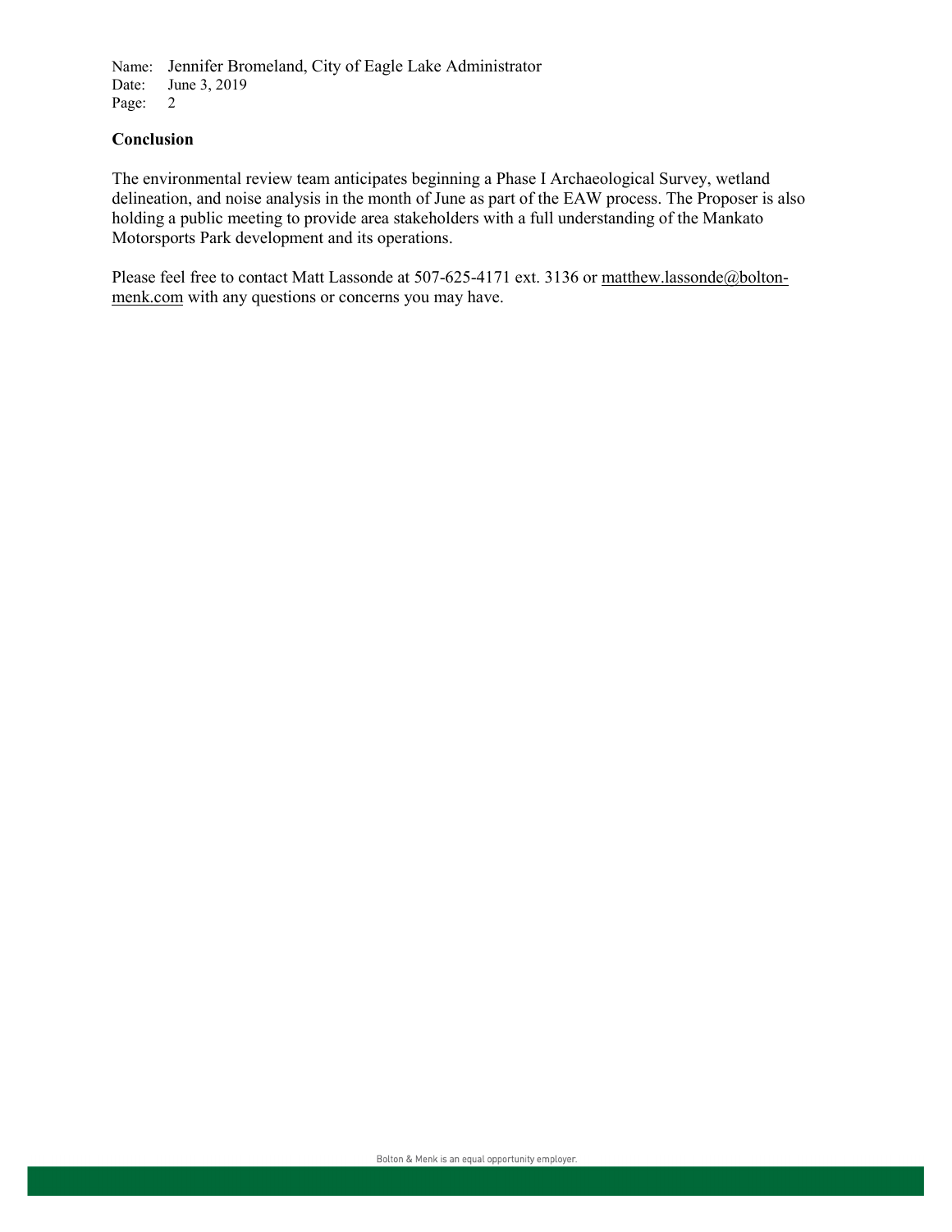## Conclusion

The environmental review team anticipates beginning a Phase I Archaeological Survey, wetland delineation, and noise analysis in the month of June as part of the EAW process. The Proposer is also holding a public meeting to provide area stakeholders with a full understanding of the Mankato Motorsports Park development and its operations.

Please feel free to contact Matt Lassonde at 507-625-4171 ext. 3136 or matthew.lassonde@bolton-menk.com with any questions or concerns you may have.